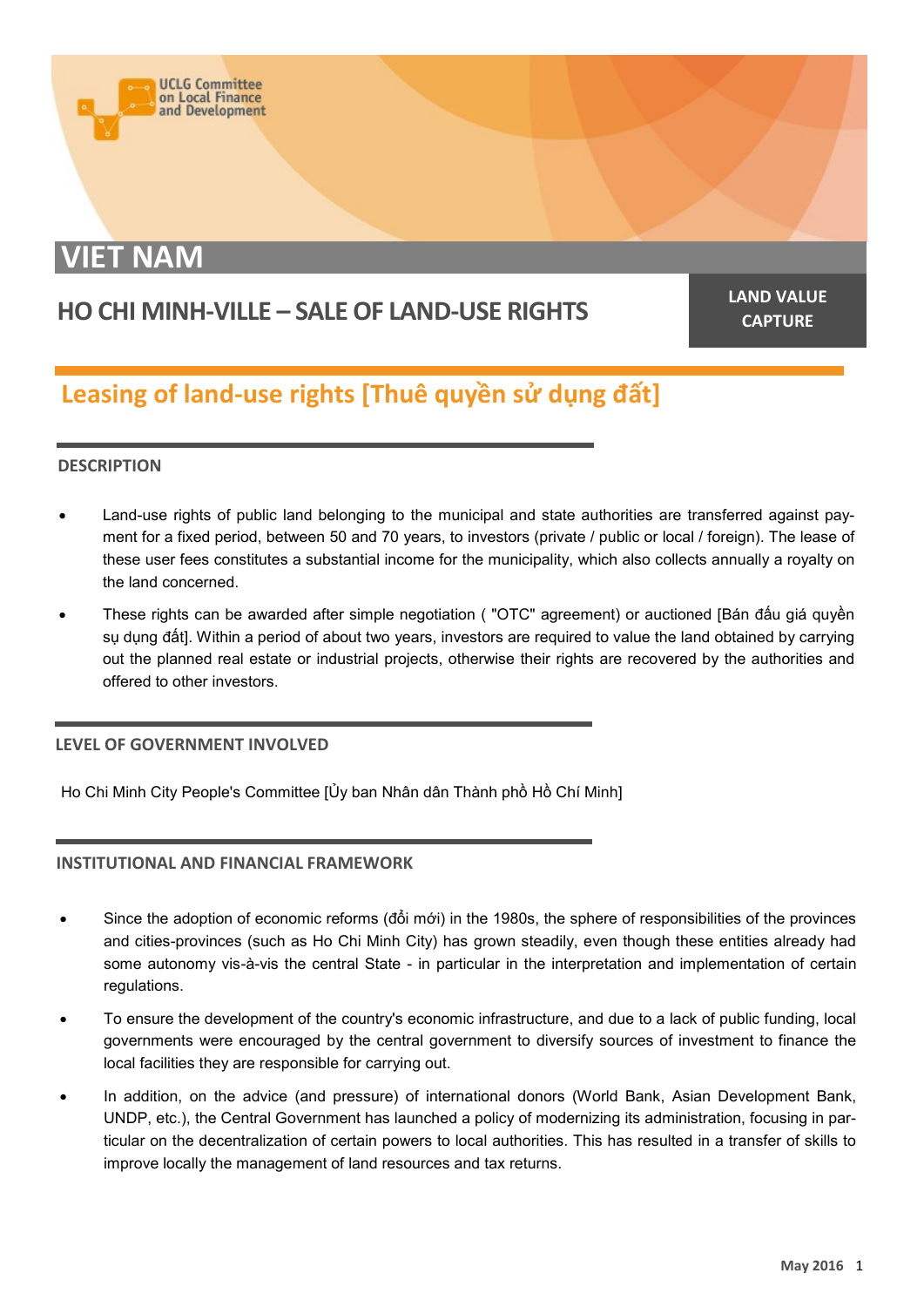UCLG Committee on Local Finance and Development

# VIET NAM

## HO CHI MINH-VILLE – SALE OF LAND-USE RIGHTS

**LAND VALUE CAPTURE**

## Leasing of land-use rights [Thuê quyền sử dụng đất]

### DESCRIPTION

- Land-use rights of public land belonging to the municipal and state authorities are transferred against payment for a fixed period, between 50 and 70 years, to investors (private / public or local / foreign). The lease of these user fees constitutes a substantial income for the municipality, which also collects annually a royalty on the land concerned.
- These rights can be awarded after simple negotiation ( "OTC" agreement) or auctioned [Bán đấu giá quyền sụ dụng đất]. Within a period of about two years, investors are required to value the land obtained by carrying out the planned real estate or industrial projects, otherwise their rights are recovered by the authorities and offered to other investors.

### LEVEL OF GOVERNMENT INVOLVED

Ho Chi Minh City People's Committee [Ủy ban Nhân dân Thành phố Hồ Chí Minh]

### INSTITUTIONAL AND FINANCIAL FRAMEWORK

- Since the adoption of economic reforms (đổi mới) in the 1980s, the sphere of responsibilities of the provinces and cities-provinces (such as Ho Chi Minh City) has grown steadily, even though these entities already had some autonomy vis-à-vis the central State - in particular in the interpretation and implementation of certain regulations.
- To ensure the development of the country's economic infrastructure, and due to a lack of public funding, local governments were encouraged by the central government to diversify sources of investment to finance the local facilities they are responsible for carrying out.
- In addition, on the advice (and pressure) of international donors (World Bank, Asian Development Bank, UNDP, etc.), the Central Government has launched a policy of modernizing its administration, focusing in particular on the decentralization of certain powers to local authorities. This has resulted in a transfer of skills to improve locally the management of land resources and tax returns.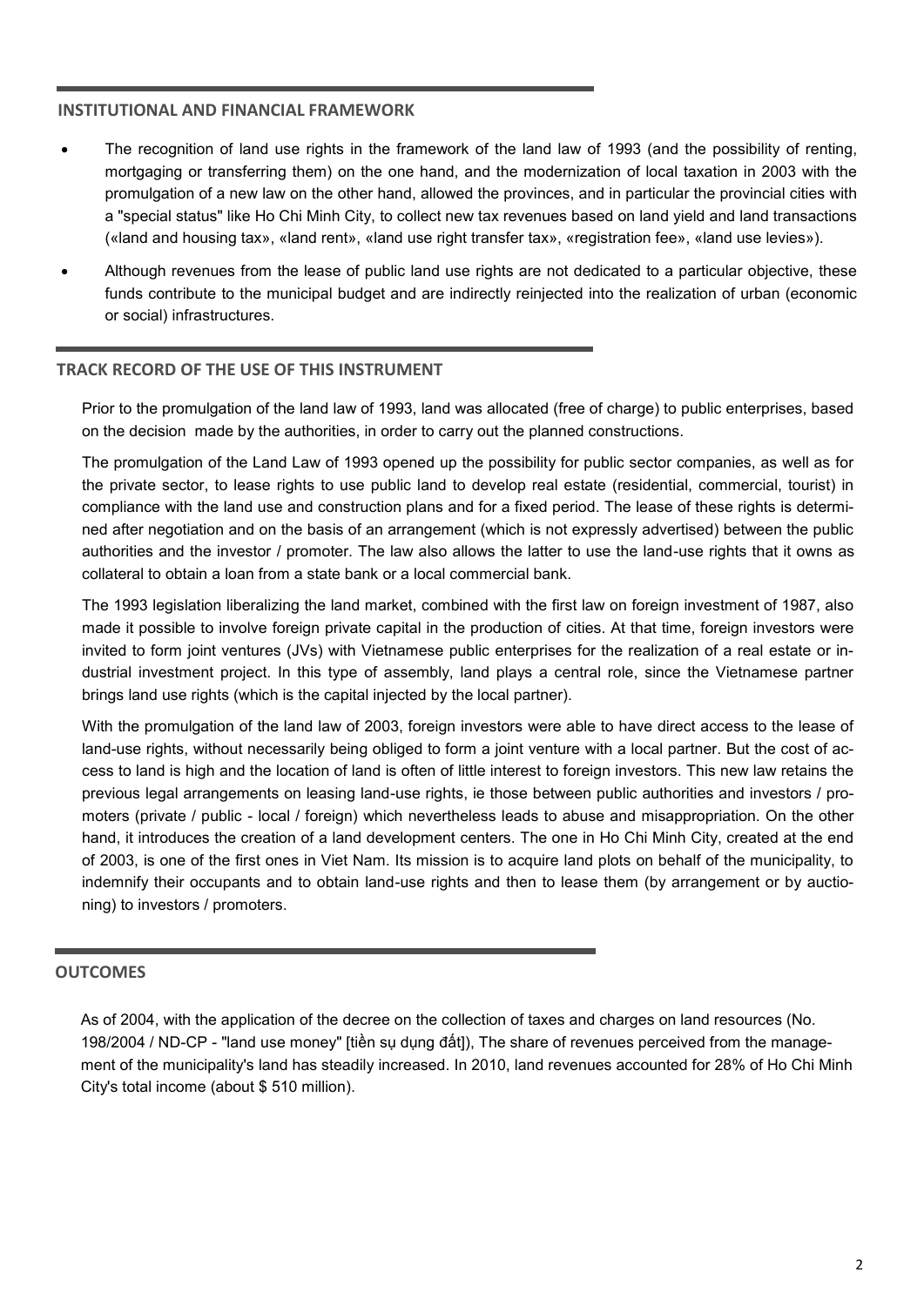## INSTITUTIONAL AND FINANCIAL FRAMEWORK

- The recognition of land use rights in the framework of the land law of 1993 (and the possibility of renting, mortgaging or transferring them) on the one hand, and the modernization of local taxation in 2003 with the promulgation of a new law on the other hand, allowed the provinces, and in particular the provincial cities with a "special status" like Ho Chi Minh City, to collect new tax revenues based on land yield and land transactions («land and housing tax», «land rent», «land use right transfer tax», «registration fee», «land use levies»).
- Although revenues from the lease of public land use rights are not dedicated to a particular objective, these funds contribute to the municipal budget and are indirectly reinjected into the realization of urban (economic or social) infrastructures.

## TRACK RECORD OF THE USE OF THIS INSTRUMENT

Prior to the promulgation of the land law of 1993, land was allocated (free of charge) to public enterprises, based on the decision made by the authorities, in order to carry out the planned constructions.

The promulgation of the Land Law of 1993 opened up the possibility for public sector companies, as well as for the private sector, to lease rights to use public land to develop real estate (residential, commercial, tourist) in compliance with the land use and construction plans and for a fixed period. The lease of these rights is determined after negotiation and on the basis of an arrangement (which is not expressly advertised) between the public authorities and the investor / promoter. The law also allows the latter to use the land-use rights that it owns as collateral to obtain a loan from a state bank or a local commercial bank.

The 1993 legislation liberalizing the land market, combined with the first law on foreign investment of 1987, also made it possible to involve foreign private capital in the production of cities. At that time, foreign investors were invited to form joint ventures (JVs) with Vietnamese public enterprises for the realization of a real estate or industrial investment project. In this type of assembly, land plays a central role, since the Vietnamese partner brings land use rights (which is the capital injected by the local partner).

With the promulgation of the land law of 2003, foreign investors were able to have direct access to the lease of land-use rights, without necessarily being obliged to form a joint venture with a local partner. But the cost of access to land is high and the location of land is often of little interest to foreign investors. This new law retains the previous legal arrangements on leasing land-use rights, ie those between public authorities and investors / promoters (private / public - local / foreign) which nevertheless leads to abuse and misappropriation. On the other hand, it introduces the creation of a land development centers. The one in Ho Chi Minh City, created at the end of 2003, is one of the first ones in Viet Nam. Its mission is to acquire land plots on behalf of the municipality, to indemnify their occupants and to obtain land-use rights and then to lease them (by arrangement or by auctioning) to investors / promoters.

## OUTCOMES

As of 2004, with the application of the decree on the collection of taxes and charges on land resources (No. 198/2004 / ND-CP - "land use money" [tiền sụ dụng đất]), The share of revenues perceived from the management of the municipality's land has steadily increased. In 2010, land revenues accounted for 28% of Ho Chi Minh City's total income (about $ 510 million).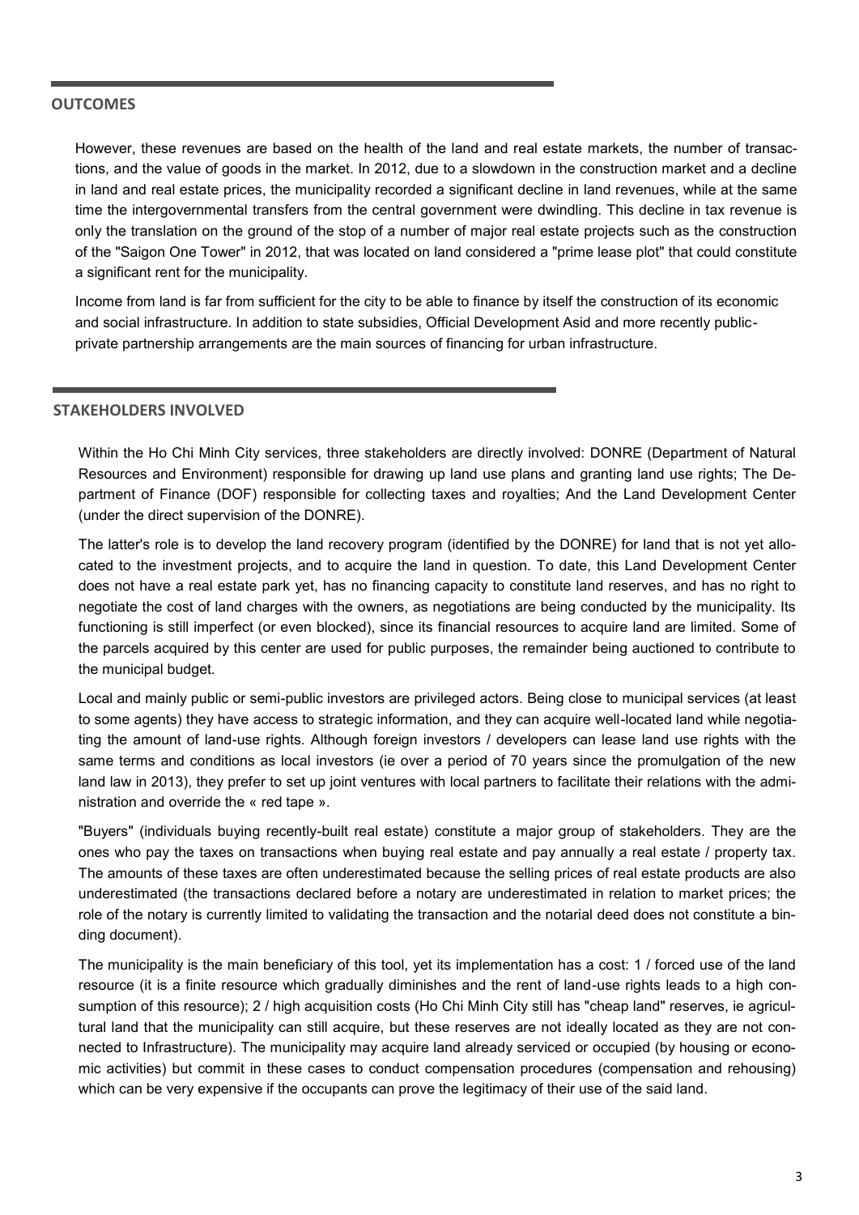## OUTCOMES

However, these revenues are based on the health of the land and real estate markets, the number of transactions, and the value of goods in the market. In 2012, due to a slowdown in the construction market and a decline in land and real estate prices, the municipality recorded a significant decline in land revenues, while at the same time the intergovernmental transfers from the central government were dwindling. This decline in tax revenue is only the translation on the ground of the stop of a number of major real estate projects such as the construction of the "Saigon One Tower" in 2012, that was located on land considered a "prime lease plot" that could constitute a significant rent for the municipality.

Income from land is far from sufficient for the city to be able to finance by itself the construction of its economic and social infrastructure. In addition to state subsidies, Official Development Asid and more recently public-private partnership arrangements are the main sources of financing for urban infrastructure.

## STAKEHOLDERS INVOLVED

Within the Ho Chi Minh City services, three stakeholders are directly involved: DONRE (Department of Natural Resources and Environment) responsible for drawing up land use plans and granting land use rights; The Department of Finance (DOF) responsible for collecting taxes and royalties; And the Land Development Center (under the direct supervision of the DONRE).

The latter's role is to develop the land recovery program (identified by the DONRE) for land that is not yet allocated to the investment projects, and to acquire the land in question. To date, this Land Development Center does not have a real estate park yet, has no financing capacity to constitute land reserves, and has no right to negotiate the cost of land charges with the owners, as negotiations are being conducted by the municipality. Its functioning is still imperfect (or even blocked), since its financial resources to acquire land are limited. Some of the parcels acquired by this center are used for public purposes, the remainder being auctioned to contribute to the municipal budget.

Local and mainly public or semi-public investors are privileged actors. Being close to municipal services (at least to some agents) they have access to strategic information, and they can acquire well-located land while negotiating the amount of land-use rights. Although foreign investors / developers can lease land use rights with the same terms and conditions as local investors (ie over a period of 70 years since the promulgation of the new land law in 2013), they prefer to set up joint ventures with local partners to facilitate their relations with the administration and override the « red tape ».

"Buyers" (individuals buying recently-built real estate) constitute a major group of stakeholders. They are the ones who pay the taxes on transactions when buying real estate and pay annually a real estate / property tax. The amounts of these taxes are often underestimated because the selling prices of real estate products are also underestimated (the transactions declared before a notary are underestimated in relation to market prices; the role of the notary is currently limited to validating the transaction and the notarial deed does not constitute a binding document).

The municipality is the main beneficiary of this tool, yet its implementation has a cost: 1 / forced use of the land resource (it is a finite resource which gradually diminishes and the rent of land-use rights leads to a high consumption of this resource); 2 / high acquisition costs (Ho Chi Minh City still has "cheap land" reserves, ie agricultural land that the municipality can still acquire, but these reserves are not ideally located as they are not connected to Infrastructure). The municipality may acquire land already serviced or occupied (by housing or economic activities) but commit in these cases to conduct compensation procedures (compensation and rehousing) which can be very expensive if the occupants can prove the legitimacy of their use of the said land.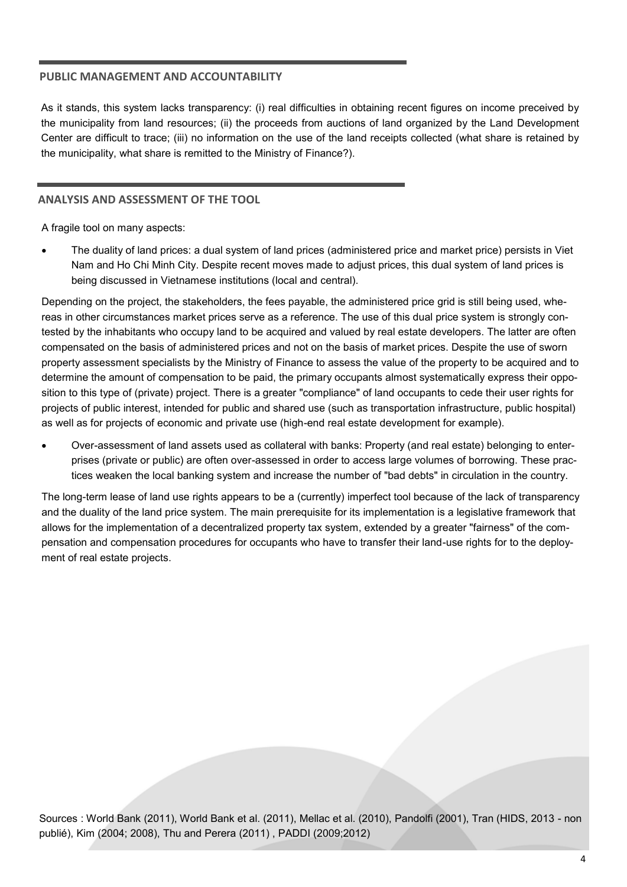## PUBLIC MANAGEMENT AND ACCOUNTABILITY

As it stands, this system lacks transparency: (i) real difficulties in obtaining recent figures on income preceived by the municipality from land resources; (ii) the proceeds from auctions of land organized by the Land Development Center are difficult to trace; (iii) no information on the use of the land receipts collected (what share is retained by the municipality, what share is remitted to the Ministry of Finance?).

## ANALYSIS AND ASSESSMENT OF THE TOOL

A fragile tool on many aspects:

- The duality of land prices: a dual system of land prices (administered price and market price) persists in Viet Nam and Ho Chi Minh City. Despite recent moves made to adjust prices, this dual system of land prices is being discussed in Vietnamese institutions (local and central).

Depending on the project, the stakeholders, the fees payable, the administered price grid is still being used, whereas in other circumstances market prices serve as a reference. The use of this dual price system is strongly contested by the inhabitants who occupy land to be acquired and valued by real estate developers. The latter are often compensated on the basis of administered prices and not on the basis of market prices. Despite the use of sworn property assessment specialists by the Ministry of Finance to assess the value of the property to be acquired and to determine the amount of compensation to be paid, the primary occupants almost systematically express their opposition to this type of (private) project. There is a greater "compliance" of land occupants to cede their user rights for projects of public interest, intended for public and shared use (such as transportation infrastructure, public hospital) as well as for projects of economic and private use (high-end real estate development for example).

- Over-assessment of land assets used as collateral with banks: Property (and real estate) belonging to enterprises (private or public) are often over-assessed in order to access large volumes of borrowing. These practices weaken the local banking system and increase the number of "bad debts" in circulation in the country.

The long-term lease of land use rights appears to be a (currently) imperfect tool because of the lack of transparency and the duality of the land price system. The main prerequisite for its implementation is a legislative framework that allows for the implementation of a decentralized property tax system, extended by a greater "fairness" of the compensation and compensation procedures for occupants who have to transfer their land-use rights for to the deployment of real estate projects.

Sources : World Bank (2011), World Bank et al. (2011), Mellac et al. (2010), Pandolfi (2001), Tran (HIDS, 2013 - non publié), Kim (2004; 2008), Thu and Perera (2011) , PADDI (2009;2012)